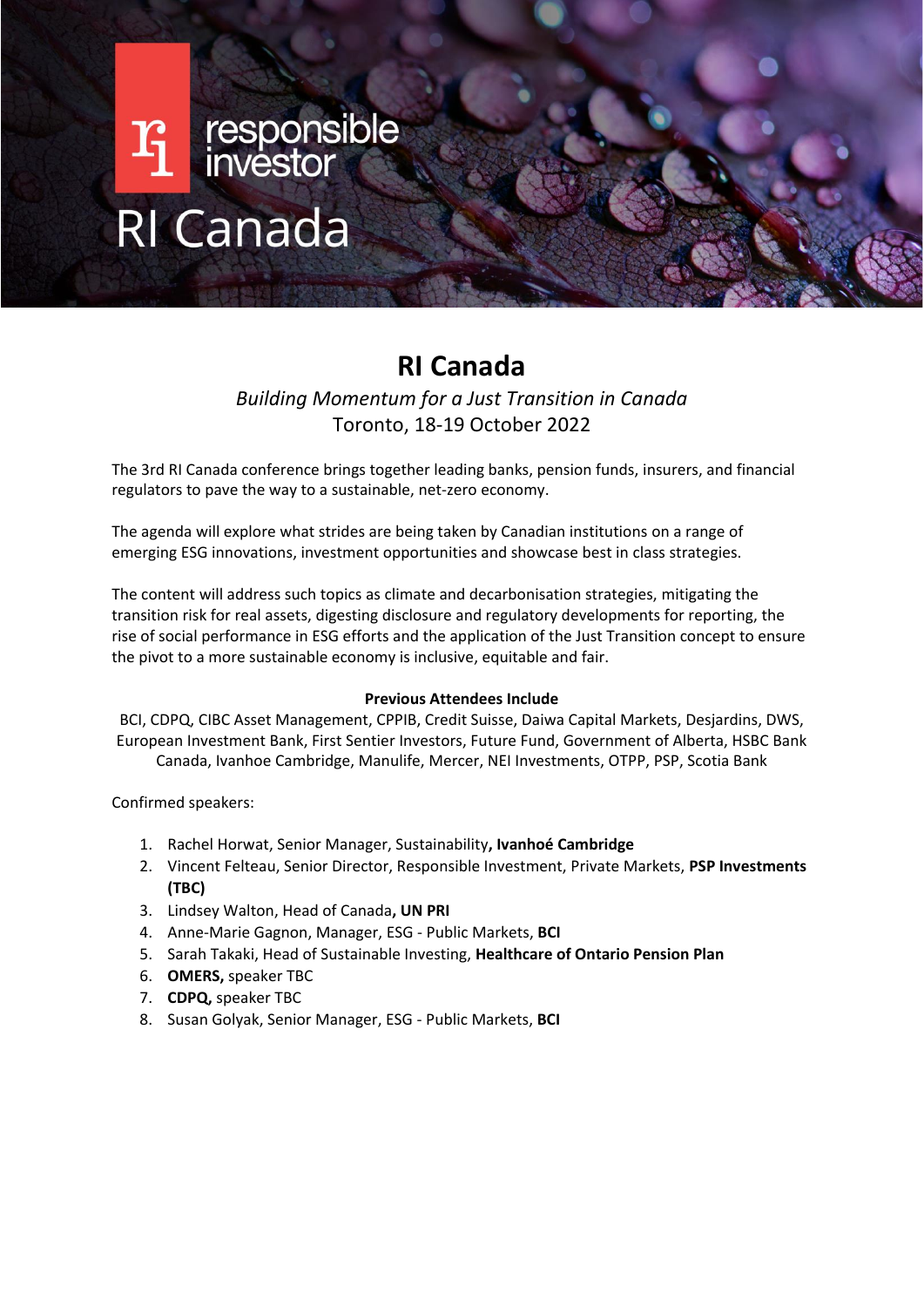responsible investor

RI Canada

# RI Canada

*Building Momentum for a Just Transition in Canada*
Toronto, 18-19 October 2022

The 3rd RI Canada conference brings together leading banks, pension funds, insurers, and financial regulators to pave the way to a sustainable, net-zero economy.

The agenda will explore what strides are being taken by Canadian institutions on a range of emerging ESG innovations, investment opportunities and showcase best in class strategies.

The content will address such topics as climate and decarbonisation strategies, mitigating the transition risk for real assets, digesting disclosure and regulatory developments for reporting, the rise of social performance in ESG efforts and the application of the Just Transition concept to ensure the pivot to a more sustainable economy is inclusive, equitable and fair.

**Previous Attendees Include**

BCI, CDPQ, CIBC Asset Management, CPPIB, Credit Suisse, Daiwa Capital Markets, Desjardins, DWS, European Investment Bank, First Sentier Investors, Future Fund, Government of Alberta, HSBC Bank Canada, Ivanhoe Cambridge, Manulife, Mercer, NEI Investments, OTPP, PSP, Scotia Bank

Confirmed speakers:

1. Rachel Horwat, Senior Manager, Sustainability**, Ivanhoé Cambridge**
2. Vincent Felteau, Senior Director, Responsible Investment, Private Markets, **PSP Investments (TBC)**
3. Lindsey Walton, Head of Canada**, UN PRI**
4. Anne-Marie Gagnon, Manager, ESG - Public Markets, **BCI**
5. Sarah Takaki, Head of Sustainable Investing, **Healthcare of Ontario Pension Plan**
6. **OMERS,** speaker TBC
7. **CDPQ,** speaker TBC
8. Susan Golyak, Senior Manager, ESG - Public Markets, **BCI**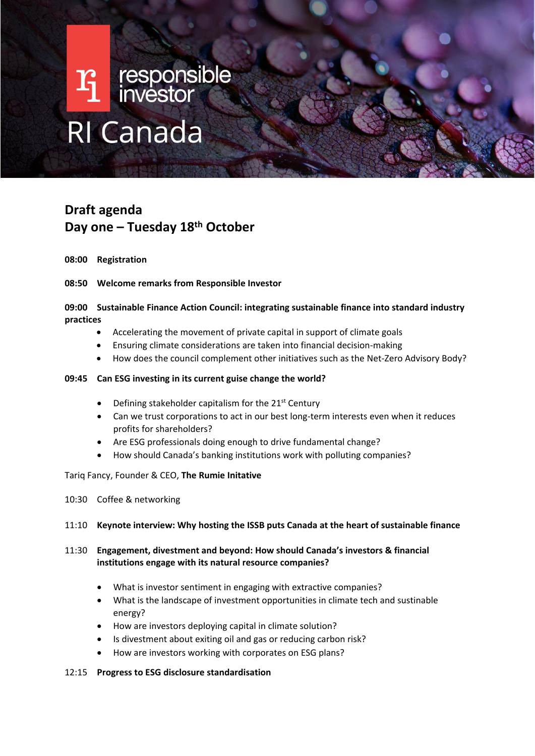responsible investor

# RI Canada

## Draft agenda
## Day one – Tuesday 18th October

**08:00 Registration**

**08:50 Welcome remarks from Responsible Investor**

**09:00 Sustainable Finance Action Council: integrating sustainable finance into standard industry practices**

- Accelerating the movement of private capital in support of climate goals
- Ensuring climate considerations are taken into financial decision-making
- How does the council complement other initiatives such as the Net-Zero Advisory Body?

**09:45 Can ESG investing in its current guise change the world?**

- Defining stakeholder capitalism for the 21st Century
- Can we trust corporations to act in our best long-term interests even when it reduces profits for shareholders?
- Are ESG professionals doing enough to drive fundamental change?
- How should Canada's banking institutions work with polluting companies?

Tariq Fancy, Founder & CEO, **The Rumie Initative**

10:30 Coffee & networking

11:10 **Keynote interview: Why hosting the ISSB puts Canada at the heart of sustainable finance**

11:30 **Engagement, divestment and beyond: How should Canada's investors & financial institutions engage with its natural resource companies?**

- What is investor sentiment in engaging with extractive companies?
- What is the landscape of investment opportunities in climate tech and sustainable energy?
- How are investors deploying capital in climate solution?
- Is divestment about exiting oil and gas or reducing carbon risk?
- How are investors working with corporates on ESG plans?

12:15 **Progress to ESG disclosure standardisation**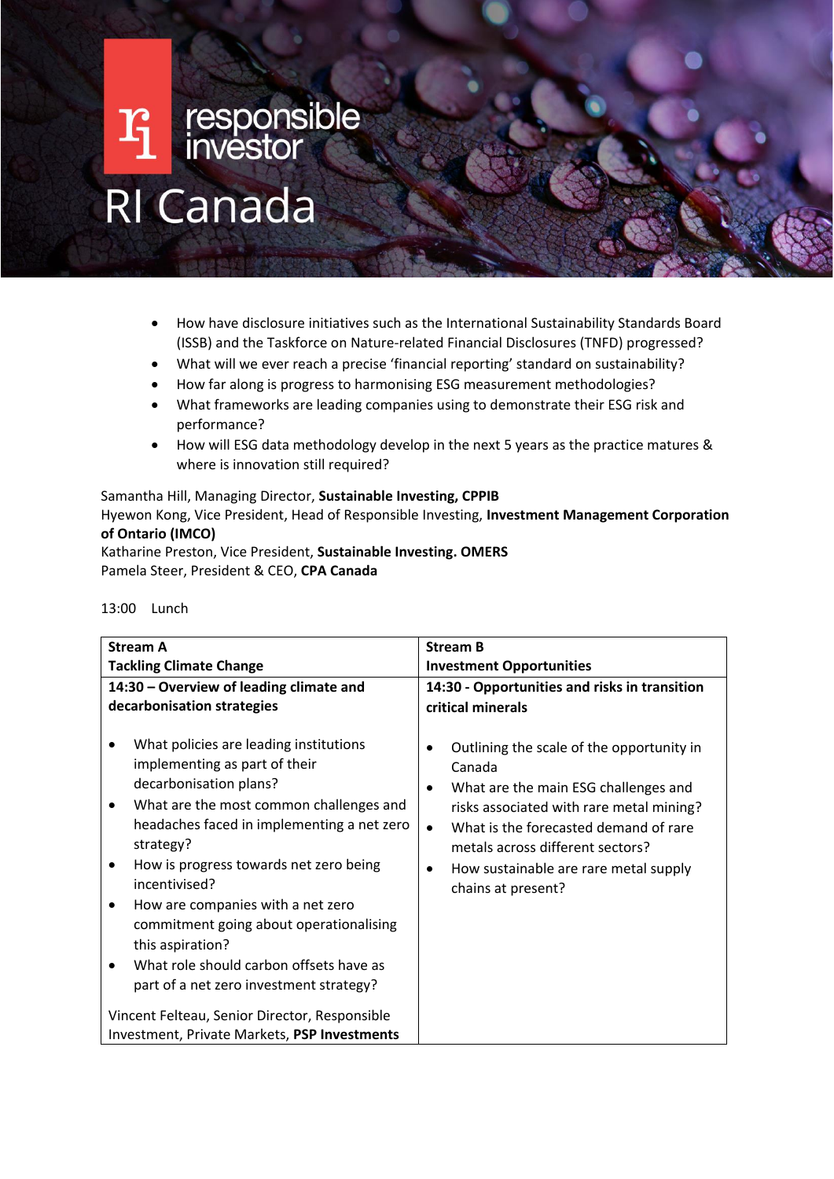# RI Canada

- How have disclosure initiatives such as the International Sustainability Standards Board (ISSB) and the Taskforce on Nature-related Financial Disclosures (TNFD) progressed?
- What will we ever reach a precise 'financial reporting' standard on sustainability?
- How far along is progress to harmonising ESG measurement methodologies?
- What frameworks are leading companies using to demonstrate their ESG risk and performance?
- How will ESG data methodology develop in the next 5 years as the practice matures & where is innovation still required?

Samantha Hill, Managing Director, **Sustainable Investing, CPPIB**
Hyewon Kong, Vice President, Head of Responsible Investing, **Investment Management Corporation of Ontario (IMCO)**
Katharine Preston, Vice President, **Sustainable Investing. OMERS**
Pamela Steer, President & CEO, **CPA Canada**

13:00 Lunch

| **Stream A**<br>**Tackling Climate Change** | **Stream B**<br>**Investment Opportunities** |
| --- | --- |
| **14:30 – Overview of leading climate and decarbonisation strategies**<br><br>• What policies are leading institutions implementing as part of their decarbonisation plans?<br>• What are the most common challenges and headaches faced in implementing a net zero strategy?<br>• How is progress towards net zero being incentivised?<br>• How are companies with a net zero commitment going about operationalising this aspiration?<br>• What role should carbon offsets have as part of a net zero investment strategy?<br><br>Vincent Felteau, Senior Director, Responsible Investment, Private Markets, **PSP Investments** | **14:30 - Opportunities and risks in transition critical minerals**<br><br>• Outlining the scale of the opportunity in Canada<br>• What are the main ESG challenges and risks associated with rare metal mining?<br>• What is the forecasted demand of rare metals across different sectors?<br>• How sustainable are rare metal supply chains at present? |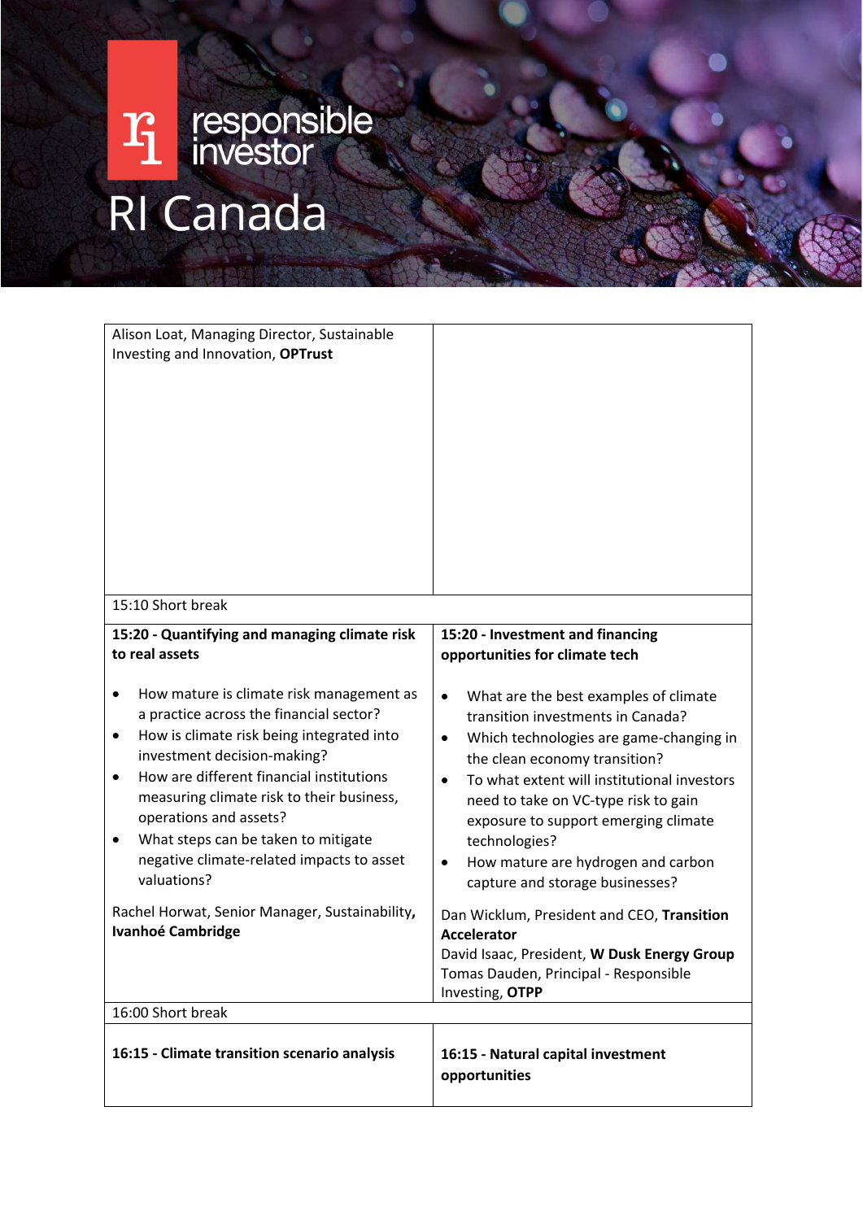| | |
|---|---|
| Alison Loat, Managing Director, Sustainable Investing and Innovation, **OPTrust** | |
| 15:10 Short break | |
| **15:20 - Quantifying and managing climate risk to real assets**<br><br>• How mature is climate risk management as a practice across the financial sector?<br>• How is climate risk being integrated into investment decision-making?<br>• How are different financial institutions measuring climate risk to their business, operations and assets?<br>• What steps can be taken to mitigate negative climate-related impacts to asset valuations?<br><br>Rachel Horwat, Senior Manager, Sustainability**, Ivanhoé Cambridge** | **15:20 - Investment and financing opportunities for climate tech**<br><br>• What are the best examples of climate transition investments in Canada?<br>• Which technologies are game-changing in the clean economy transition?<br>• To what extent will institutional investors need to take on VC-type risk to gain exposure to support emerging climate technologies?<br>• How mature are hydrogen and carbon capture and storage businesses?<br><br>Dan Wicklum, President and CEO, **Transition Accelerator**<br>David Isaac, President, **W Dusk Energy Group**<br>Tomas Dauden, Principal - Responsible Investing, **OTPP** |
| 16:00 Short break | |
| **16:15 - Climate transition scenario analysis** | **16:15 - Natural capital investment opportunities** |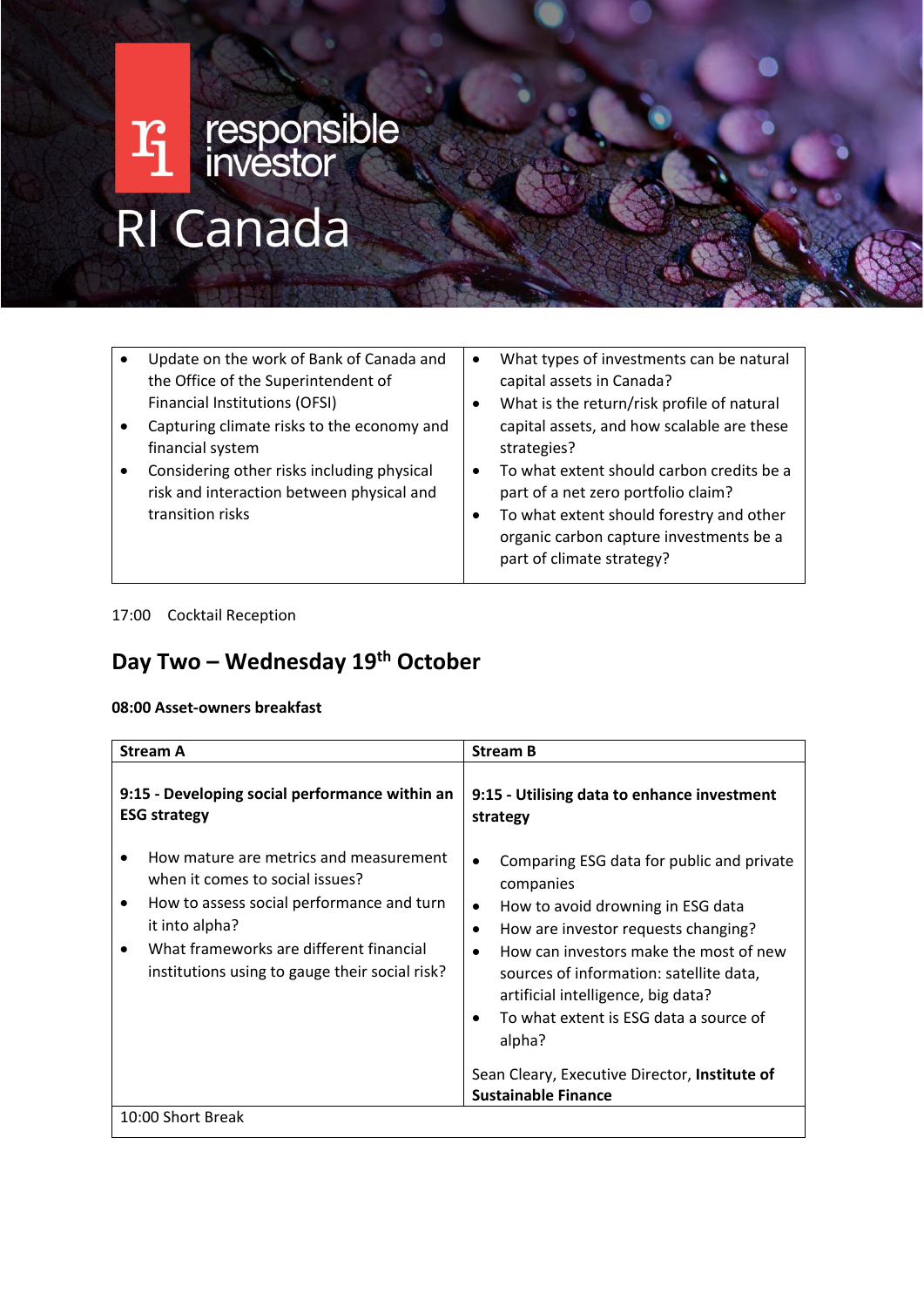# responsible investor

# RI Canada

| | |
|---|---|
| • Update on the work of Bank of Canada and the Office of the Superintendent of Financial Institutions (OFSI)<br>• Capturing climate risks to the economy and financial system<br>• Considering other risks including physical risk and interaction between physical and transition risks | • What types of investments can be natural capital assets in Canada?<br>• What is the return/risk profile of natural capital assets, and how scalable are these strategies?<br>• To what extent should carbon credits be a part of a net zero portfolio claim?<br>• To what extent should forestry and other organic carbon capture investments be a part of climate strategy? |

17:00 Cocktail Reception

## Day Two – Wednesday 19th October

**08:00 Asset-owners breakfast**

| **Stream A** | **Stream B** |
|---|---|
| **9:15 - Developing social performance within an ESG strategy**<br><br>• How mature are metrics and measurement when it comes to social issues?<br>• How to assess social performance and turn it into alpha?<br>• What frameworks are different financial institutions using to gauge their social risk? | **9:15 - Utilising data to enhance investment strategy**<br><br>• Comparing ESG data for public and private companies<br>• How to avoid drowning in ESG data<br>• How are investor requests changing?<br>• How can investors make the most of new sources of information: satellite data, artificial intelligence, big data?<br>• To what extent is ESG data a source of alpha?<br><br>Sean Cleary, Executive Director, **Institute of Sustainable Finance** |
| 10:00 Short Break | |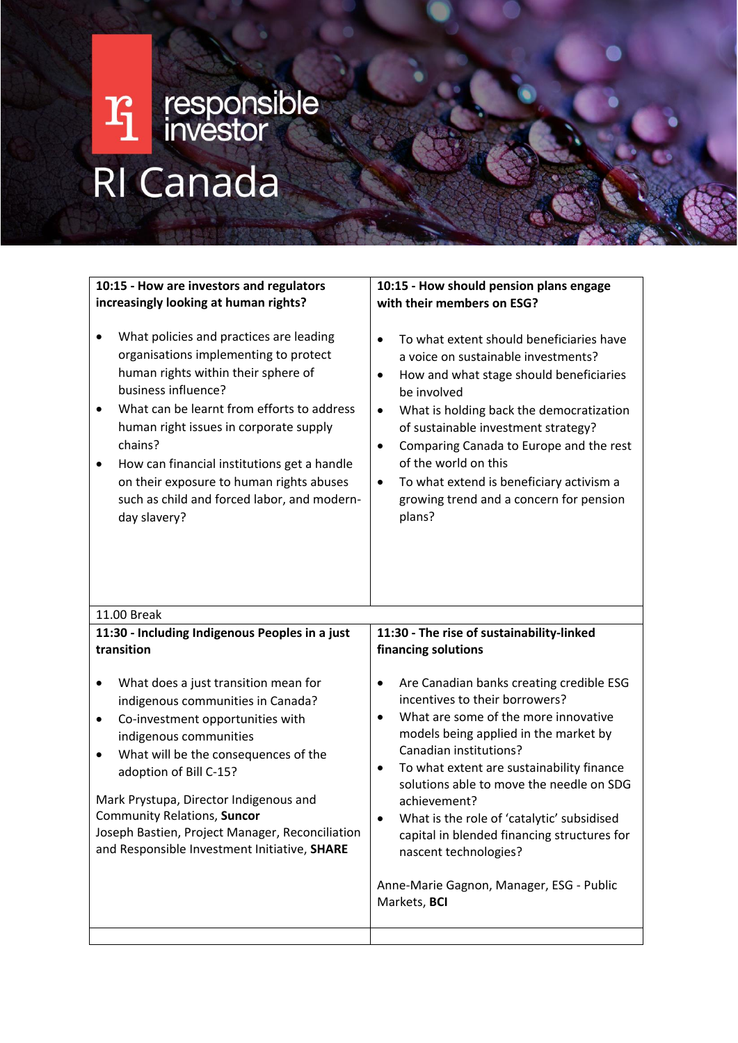# RI Canada

| 10:15 - How are investors and regulators increasingly looking at human rights? | 10:15 - How should pension plans engage with their members on ESG? |
|---|---|
| • What policies and practices are leading organisations implementing to protect human rights within their sphere of business influence?<br>• What can be learnt from efforts to address human right issues in corporate supply chains?<br>• How can financial institutions get a handle on their exposure to human rights abuses such as child and forced labor, and modern-day slavery? | • To what extent should beneficiaries have a voice on sustainable investments?<br>• How and what stage should beneficiaries be involved<br>• What is holding back the democratization of sustainable investment strategy?<br>• Comparing Canada to Europe and the rest of the world on this<br>• To what extend is beneficiary activism a growing trend and a concern for pension plans? |
| 11.00 Break | |
| **11:30 - Including Indigenous Peoples in a just transition** | **11:30 - The rise of sustainability-linked financing solutions** |
| • What does a just transition mean for indigenous communities in Canada?<br>• Co-investment opportunities with indigenous communities<br>• What will be the consequences of the adoption of Bill C-15?<br><br>Mark Prystupa, Director Indigenous and Community Relations, **Suncor**<br>Joseph Bastien, Project Manager, Reconciliation and Responsible Investment Initiative, **SHARE** | • Are Canadian banks creating credible ESG incentives to their borrowers?<br>• What are some of the more innovative models being applied in the market by Canadian institutions?<br>• To what extent are sustainability finance solutions able to move the needle on SDG achievement?<br>• What is the role of 'catalytic' subsidised capital in blended financing structures for nascent technologies?<br><br>Anne-Marie Gagnon, Manager, ESG - Public Markets, **BCI** |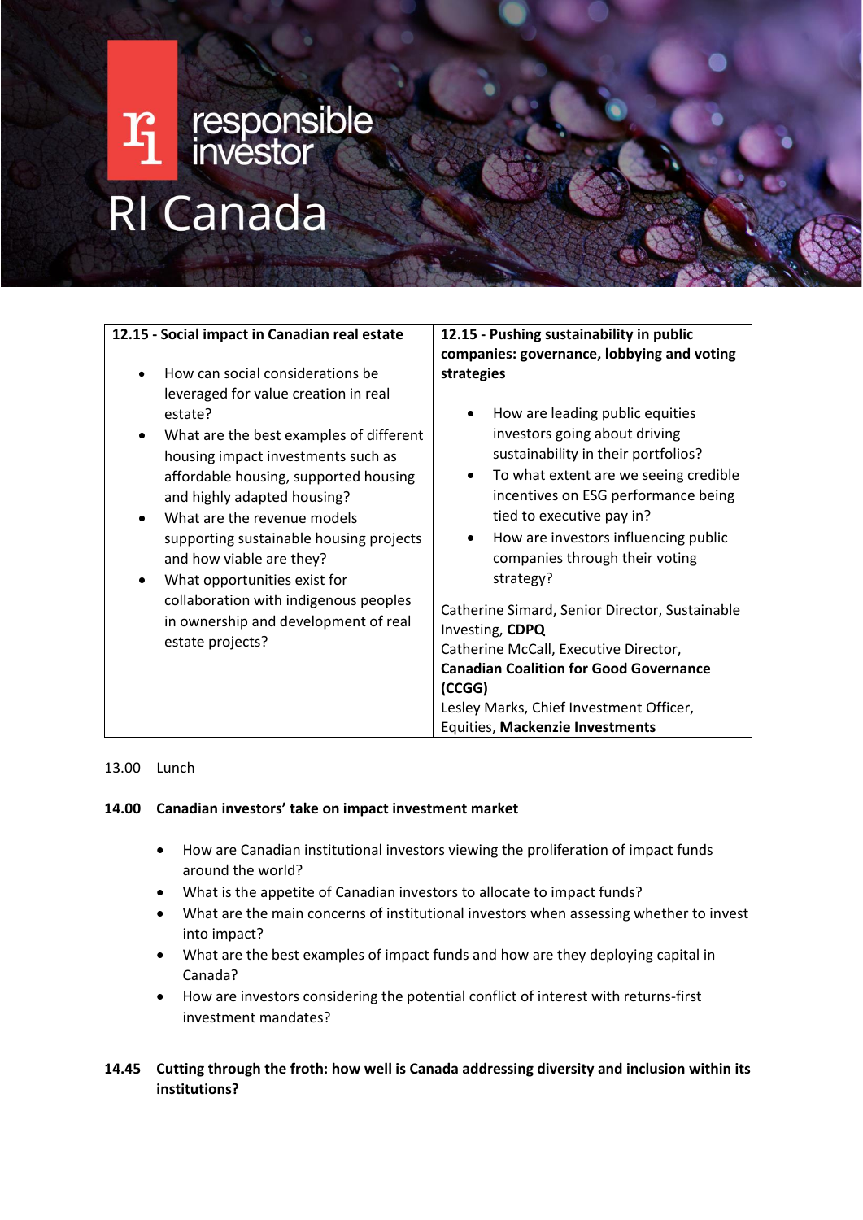# RI Canada

| 12.15 - Social impact in Canadian real estate | 12.15 - Pushing sustainability in public companies: governance, lobbying and voting strategies |
|---|---|
| • How can social considerations be leveraged for value creation in real estate?<br>• What are the best examples of different housing impact investments such as affordable housing, supported housing and highly adapted housing?<br>• What are the revenue models supporting sustainable housing projects and how viable are they?<br>• What opportunities exist for collaboration with indigenous peoples in ownership and development of real estate projects? | • How are leading public equities investors going about driving sustainability in their portfolios?<br>• To what extent are we seeing credible incentives on ESG performance being tied to executive pay in?<br>• How are investors influencing public companies through their voting strategy?<br><br>Catherine Simard, Senior Director, Sustainable Investing, **CDPQ**<br>Catherine McCall, Executive Director, **Canadian Coalition for Good Governance (CCGG)**<br>Lesley Marks, Chief Investment Officer, Equities, **Mackenzie Investments** |

13.00 Lunch

**14.00 Canadian investors' take on impact investment market**

- How are Canadian institutional investors viewing the proliferation of impact funds around the world?
- What is the appetite of Canadian investors to allocate to impact funds?
- What are the main concerns of institutional investors when assessing whether to invest into impact?
- What are the best examples of impact funds and how are they deploying capital in Canada?
- How are investors considering the potential conflict of interest with returns-first investment mandates?

**14.45 Cutting through the froth: how well is Canada addressing diversity and inclusion within its institutions?**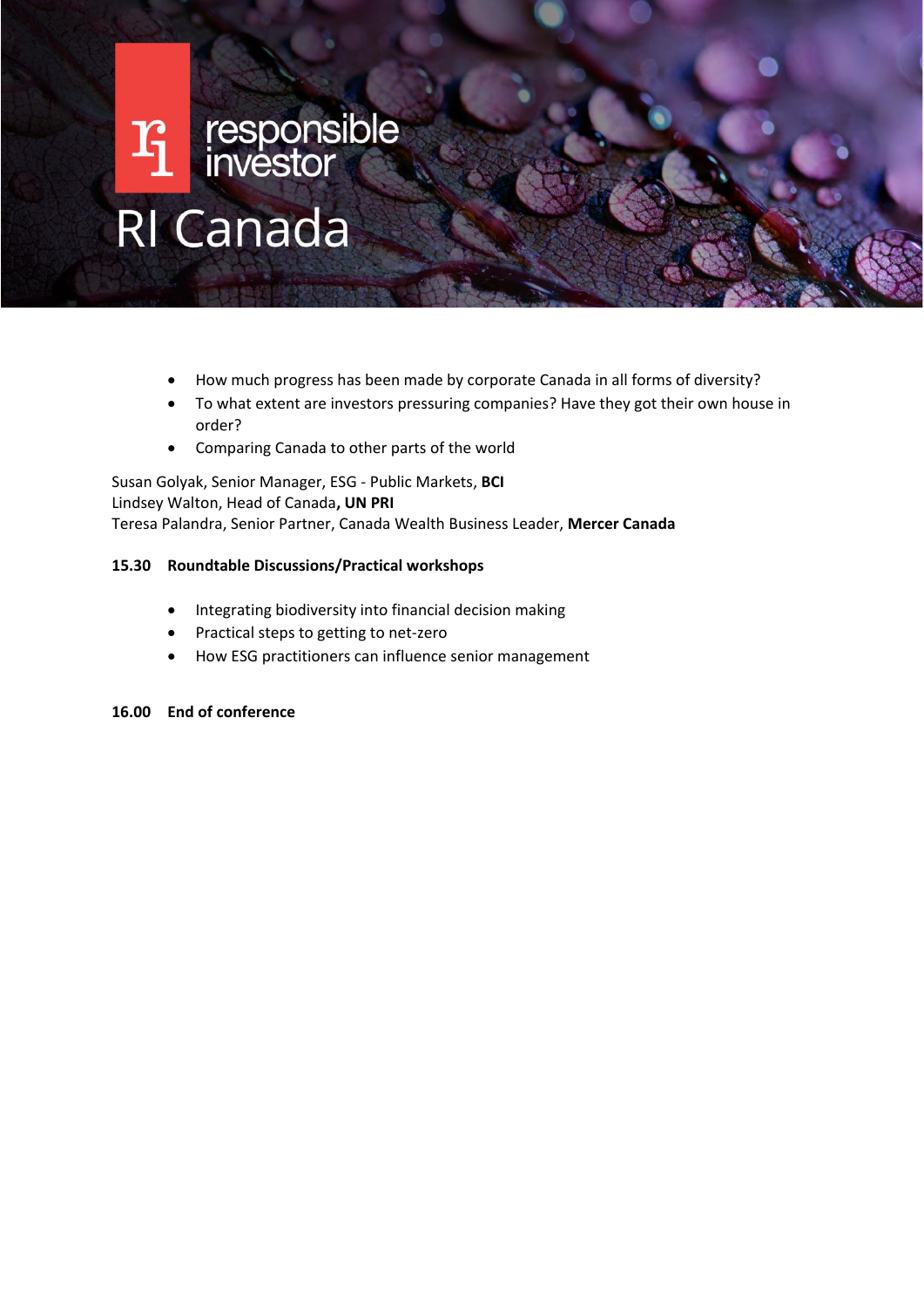- How much progress has been made by corporate Canada in all forms of diversity?
- To what extent are investors pressuring companies? Have they got their own house in order?
- Comparing Canada to other parts of the world

Susan Golyak, Senior Manager, ESG - Public Markets, **BCI**
Lindsey Walton, Head of Canada**, UN PRI**
Teresa Palandra, Senior Partner, Canada Wealth Business Leader, **Mercer Canada**

**15.30 Roundtable Discussions/Practical workshops**

- Integrating biodiversity into financial decision making
- Practical steps to getting to net-zero
- How ESG practitioners can influence senior management

**16.00 End of conference**